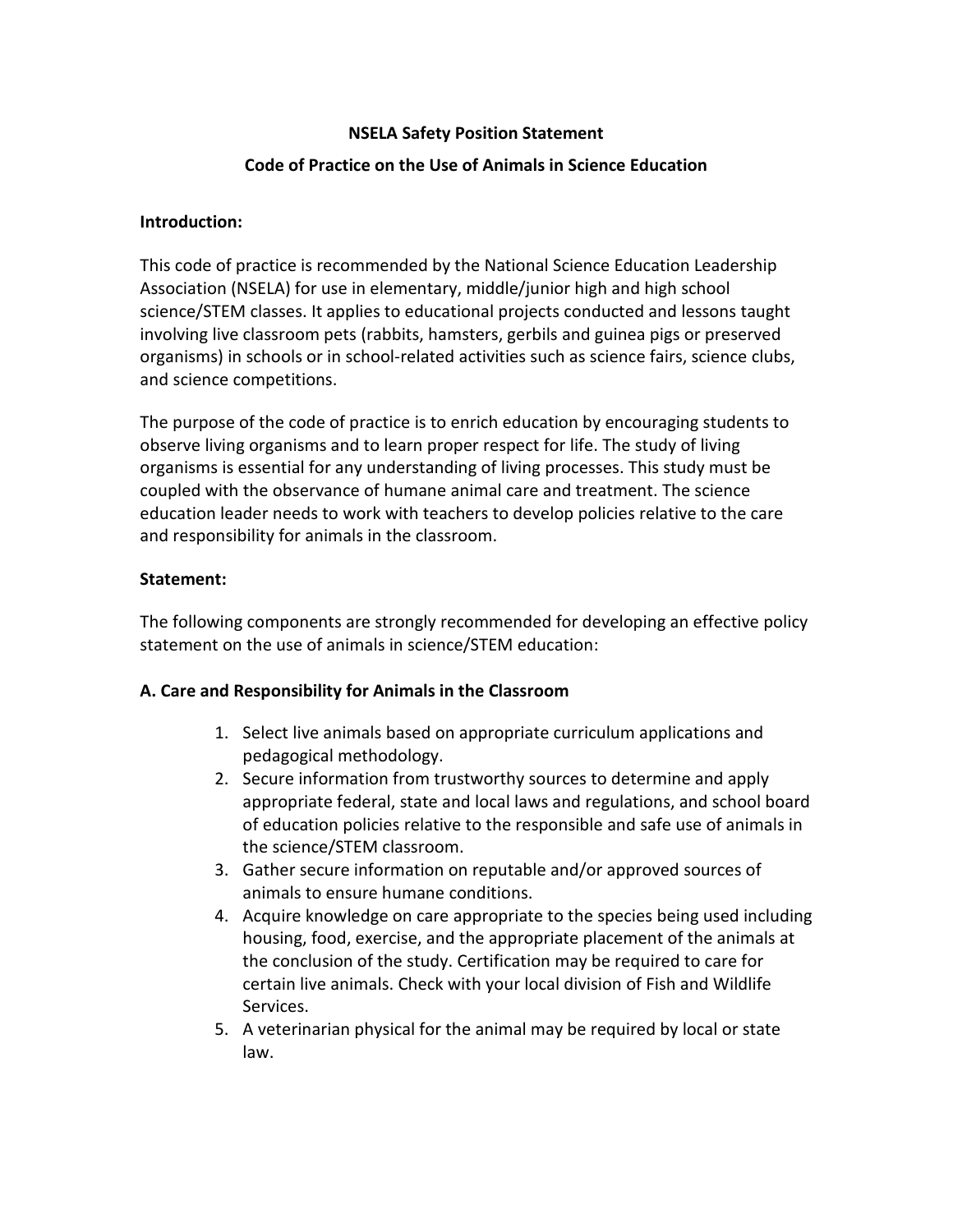# NSELA Safety Position Statement

## Code of Practice on the Use of Animals in Science Education

**Introduction:**

This code of practice is recommended by the National Science Education Leadership Association (NSELA) for use in elementary, middle/junior high and high school science/STEM classes. It applies to educational projects conducted and lessons taught involving live classroom pets (rabbits, hamsters, gerbils and guinea pigs or preserved organisms) in schools or in school-related activities such as science fairs, science clubs, and science competitions.

The purpose of the code of practice is to enrich education by encouraging students to observe living organisms and to learn proper respect for life. The study of living organisms is essential for any understanding of living processes. This study must be coupled with the observance of humane animal care and treatment. The science education leader needs to work with teachers to develop policies relative to the care and responsibility for animals in the classroom.

**Statement:**

The following components are strongly recommended for developing an effective policy statement on the use of animals in science/STEM education:

**A. Care and Responsibility for Animals in the Classroom**

1. Select live animals based on appropriate curriculum applications and pedagogical methodology.
2. Secure information from trustworthy sources to determine and apply appropriate federal, state and local laws and regulations, and school board of education policies relative to the responsible and safe use of animals in the science/STEM classroom.
3. Gather secure information on reputable and/or approved sources of animals to ensure humane conditions.
4. Acquire knowledge on care appropriate to the species being used including housing, food, exercise, and the appropriate placement of the animals at the conclusion of the study. Certification may be required to care for certain live animals. Check with your local division of Fish and Wildlife Services.
5. A veterinarian physical for the animal may be required by local or state law.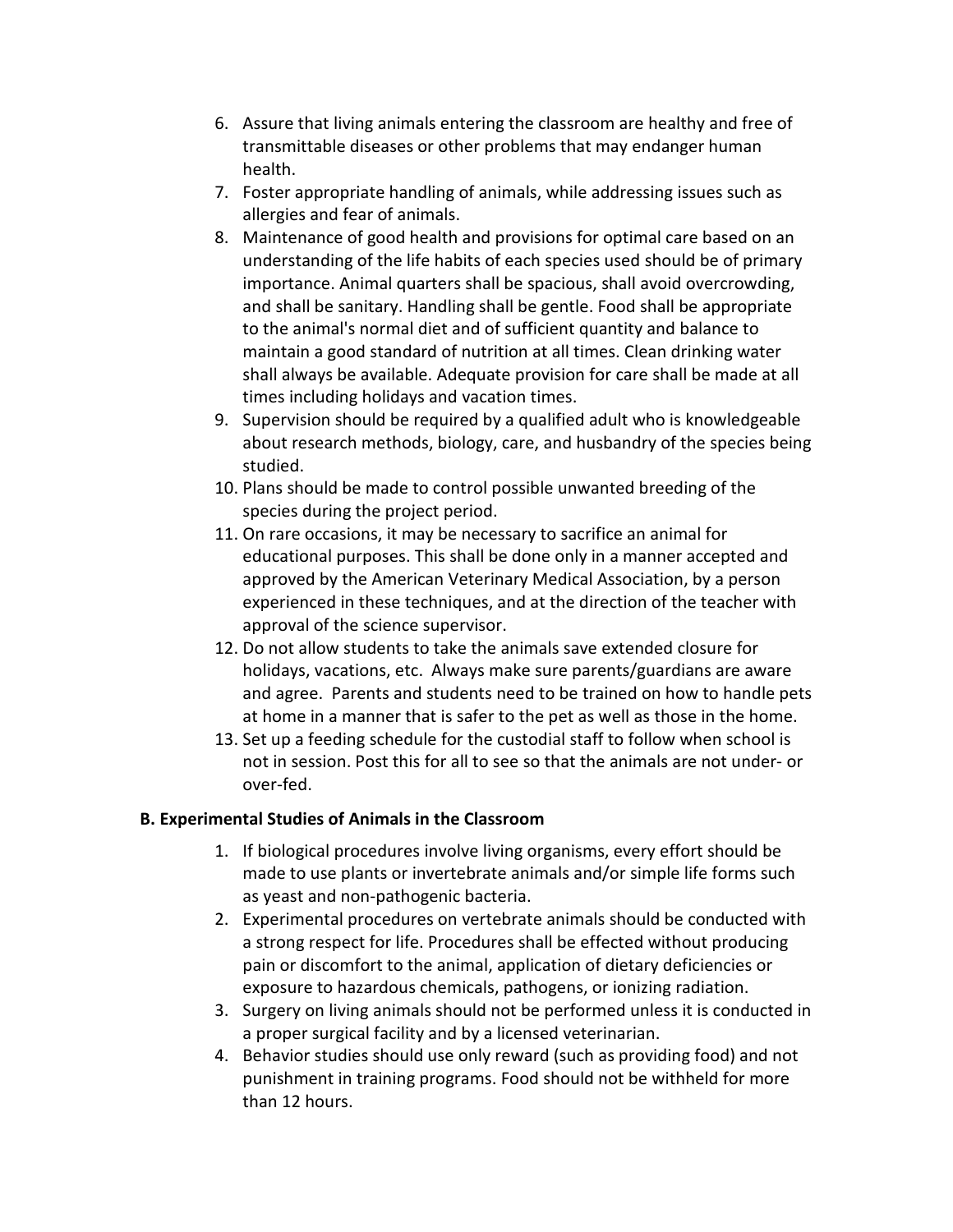6. Assure that living animals entering the classroom are healthy and free of transmittable diseases or other problems that may endanger human health.
7. Foster appropriate handling of animals, while addressing issues such as allergies and fear of animals.
8. Maintenance of good health and provisions for optimal care based on an understanding of the life habits of each species used should be of primary importance. Animal quarters shall be spacious, shall avoid overcrowding, and shall be sanitary. Handling shall be gentle. Food shall be appropriate to the animal's normal diet and of sufficient quantity and balance to maintain a good standard of nutrition at all times. Clean drinking water shall always be available. Adequate provision for care shall be made at all times including holidays and vacation times.
9. Supervision should be required by a qualified adult who is knowledgeable about research methods, biology, care, and husbandry of the species being studied.
10. Plans should be made to control possible unwanted breeding of the species during the project period.
11. On rare occasions, it may be necessary to sacrifice an animal for educational purposes. This shall be done only in a manner accepted and approved by the American Veterinary Medical Association, by a person experienced in these techniques, and at the direction of the teacher with approval of the science supervisor.
12. Do not allow students to take the animals save extended closure for holidays, vacations, etc. Always make sure parents/guardians are aware and agree. Parents and students need to be trained on how to handle pets at home in a manner that is safer to the pet as well as those in the home.
13. Set up a feeding schedule for the custodial staff to follow when school is not in session. Post this for all to see so that the animals are not under- or over-fed.

**B. Experimental Studies of Animals in the Classroom**

1. If biological procedures involve living organisms, every effort should be made to use plants or invertebrate animals and/or simple life forms such as yeast and non-pathogenic bacteria.
2. Experimental procedures on vertebrate animals should be conducted with a strong respect for life. Procedures shall be effected without producing pain or discomfort to the animal, application of dietary deficiencies or exposure to hazardous chemicals, pathogens, or ionizing radiation.
3. Surgery on living animals should not be performed unless it is conducted in a proper surgical facility and by a licensed veterinarian.
4. Behavior studies should use only reward (such as providing food) and not punishment in training programs. Food should not be withheld for more than 12 hours.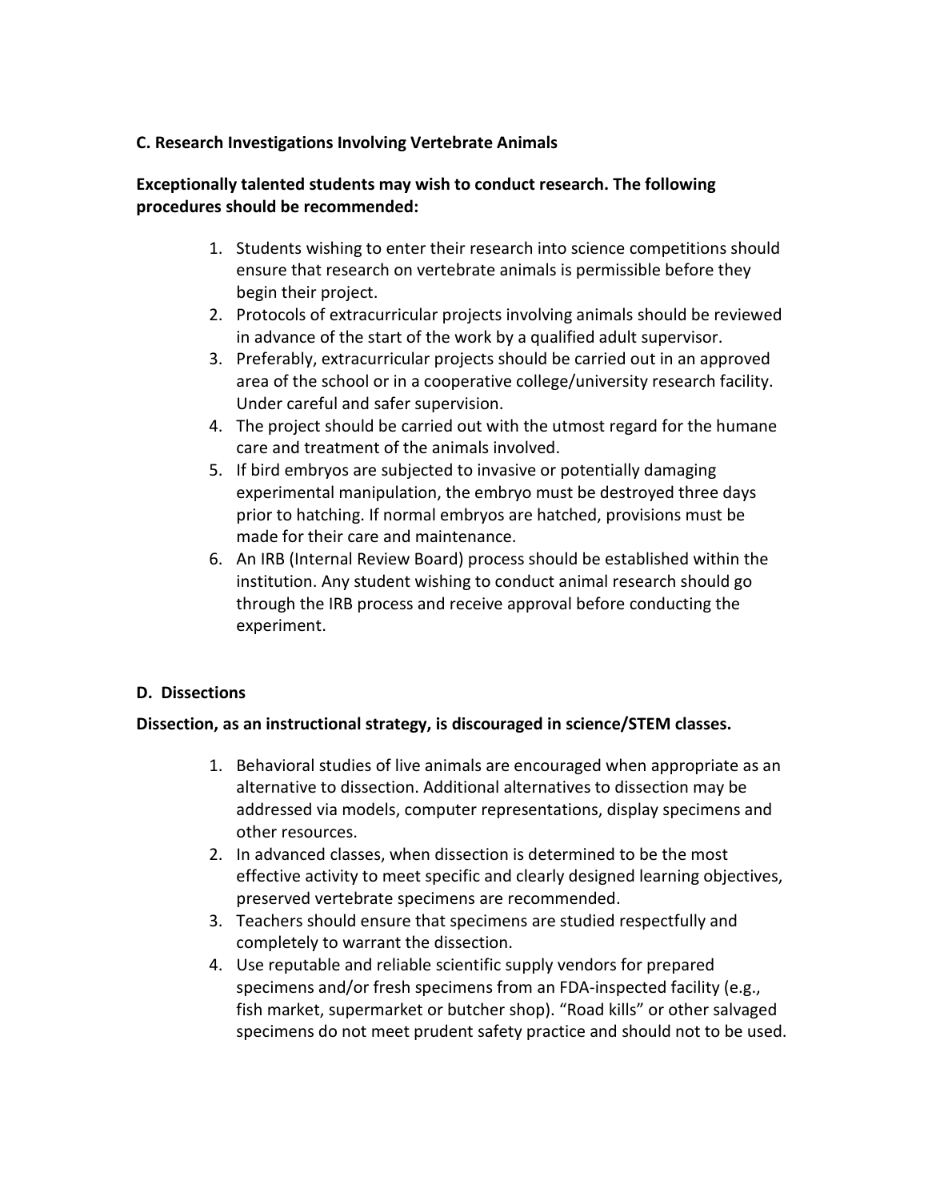**C. Research Investigations Involving Vertebrate Animals**

**Exceptionally talented students may wish to conduct research. The following procedures should be recommended:**

1. Students wishing to enter their research into science competitions should ensure that research on vertebrate animals is permissible before they begin their project.
2. Protocols of extracurricular projects involving animals should be reviewed in advance of the start of the work by a qualified adult supervisor.
3. Preferably, extracurricular projects should be carried out in an approved area of the school or in a cooperative college/university research facility. Under careful and safer supervision.
4. The project should be carried out with the utmost regard for the humane care and treatment of the animals involved.
5. If bird embryos are subjected to invasive or potentially damaging experimental manipulation, the embryo must be destroyed three days prior to hatching. If normal embryos are hatched, provisions must be made for their care and maintenance.
6. An IRB (Internal Review Board) process should be established within the institution. Any student wishing to conduct animal research should go through the IRB process and receive approval before conducting the experiment.

**D. Dissections**

**Dissection, as an instructional strategy, is discouraged in science/STEM classes.**

1. Behavioral studies of live animals are encouraged when appropriate as an alternative to dissection. Additional alternatives to dissection may be addressed via models, computer representations, display specimens and other resources.
2. In advanced classes, when dissection is determined to be the most effective activity to meet specific and clearly designed learning objectives, preserved vertebrate specimens are recommended.
3. Teachers should ensure that specimens are studied respectfully and completely to warrant the dissection.
4. Use reputable and reliable scientific supply vendors for prepared specimens and/or fresh specimens from an FDA-inspected facility (e.g., fish market, supermarket or butcher shop). "Road kills" or other salvaged specimens do not meet prudent safety practice and should not to be used.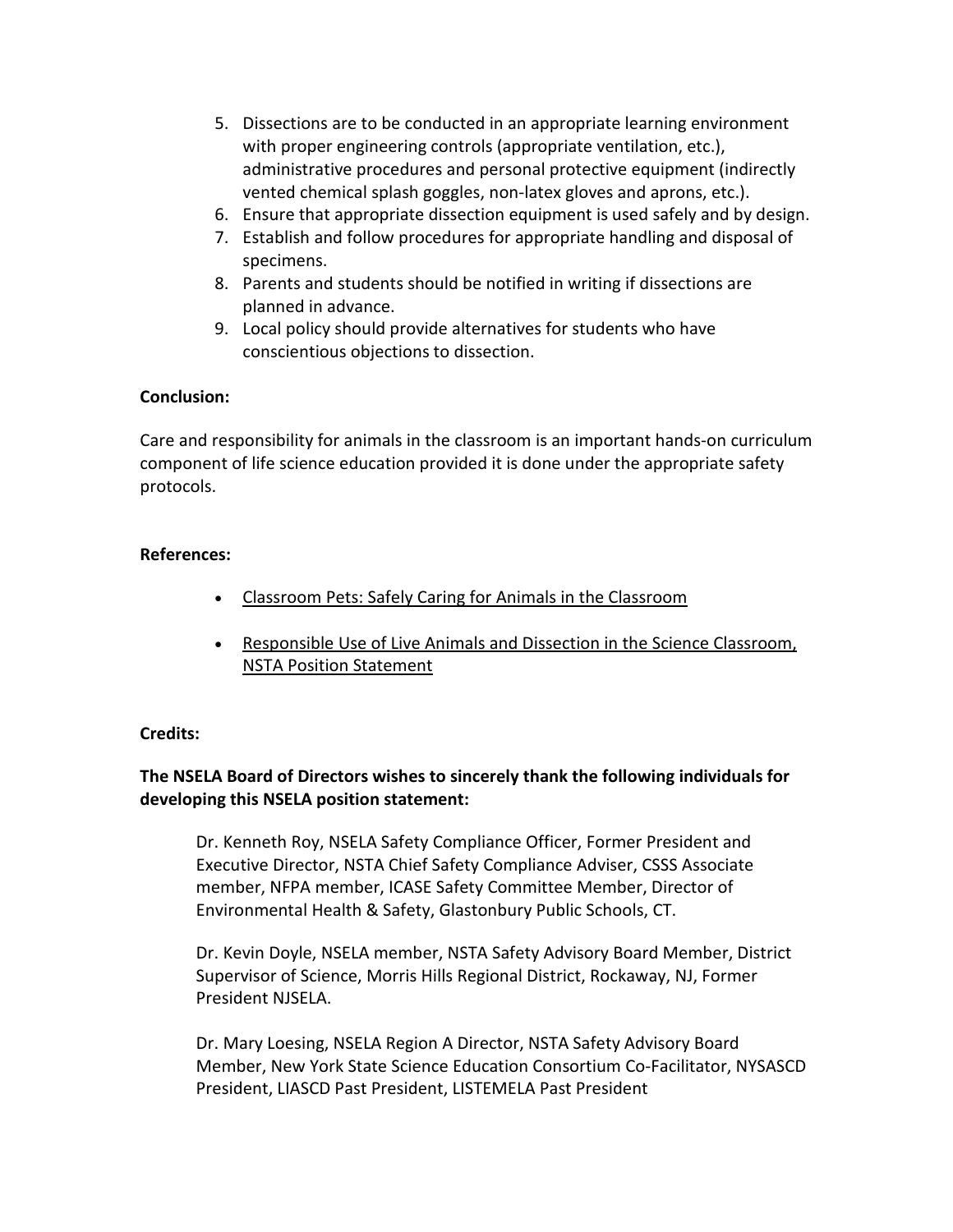5. Dissections are to be conducted in an appropriate learning environment with proper engineering controls (appropriate ventilation, etc.), administrative procedures and personal protective equipment (indirectly vented chemical splash goggles, non-latex gloves and aprons, etc.).
6. Ensure that appropriate dissection equipment is used safely and by design.
7. Establish and follow procedures for appropriate handling and disposal of specimens.
8. Parents and students should be notified in writing if dissections are planned in advance.
9. Local policy should provide alternatives for students who have conscientious objections to dissection.

**Conclusion:**

Care and responsibility for animals in the classroom is an important hands-on curriculum component of life science education provided it is done under the appropriate safety protocols.

**References:**

- Classroom Pets: Safely Caring for Animals in the Classroom
- Responsible Use of Live Animals and Dissection in the Science Classroom, NSTA Position Statement

**Credits:**

**The NSELA Board of Directors wishes to sincerely thank the following individuals for developing this NSELA position statement:**

Dr. Kenneth Roy, NSELA Safety Compliance Officer, Former President and Executive Director, NSTA Chief Safety Compliance Adviser, CSSS Associate member, NFPA member, ICASE Safety Committee Member, Director of Environmental Health & Safety, Glastonbury Public Schools, CT.

Dr. Kevin Doyle, NSELA member, NSTA Safety Advisory Board Member, District Supervisor of Science, Morris Hills Regional District, Rockaway, NJ, Former President NJSELA.

Dr. Mary Loesing, NSELA Region A Director, NSTA Safety Advisory Board Member, New York State Science Education Consortium Co-Facilitator, NYSASCD President, LIASCD Past President, LISTEMELA Past President